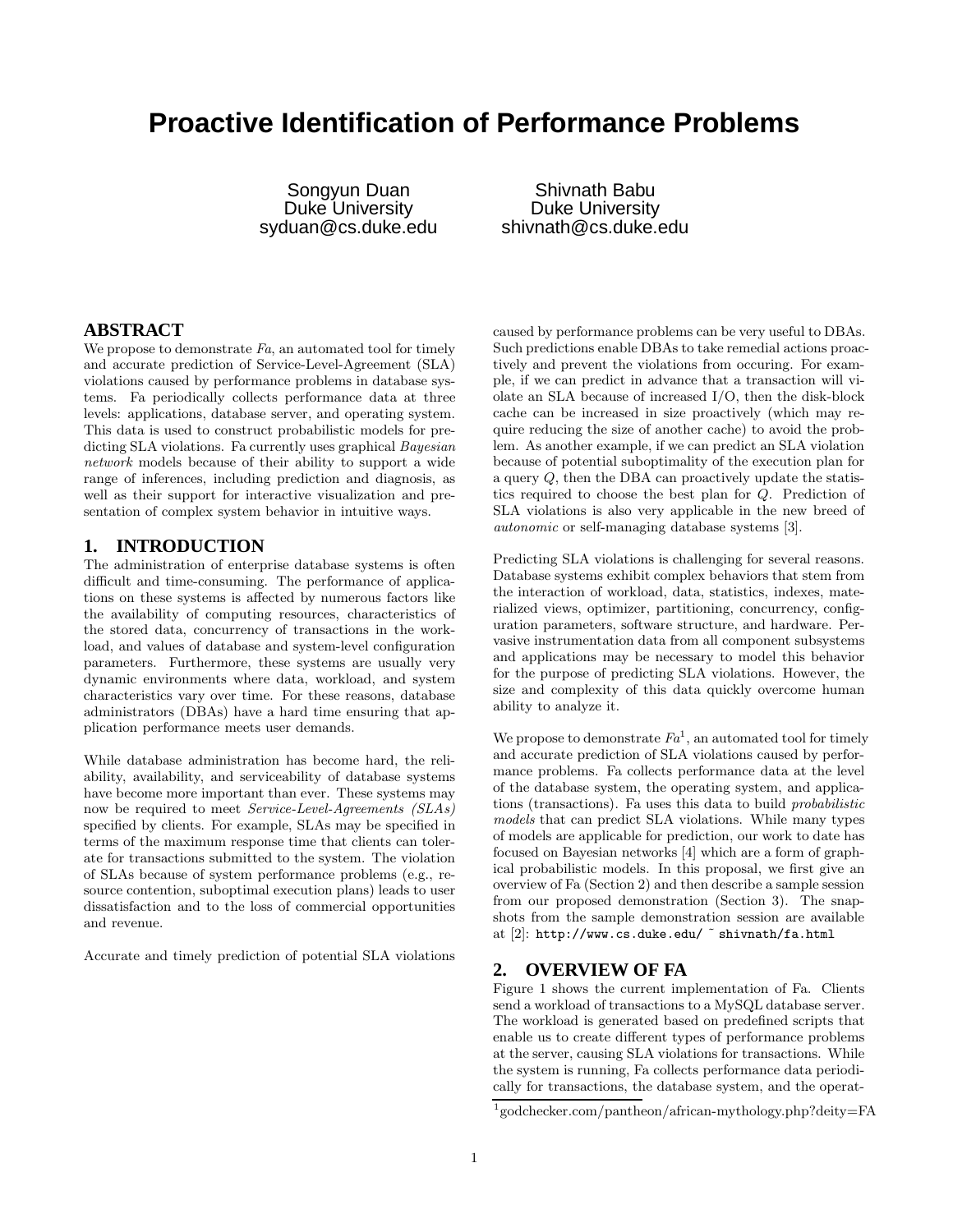// Proactive Identification of Performance Problems

Songyun Duan
Duke University
syduan@cs.duke.edu

Shivnath Babu
Duke University
shivnath@cs.duke.edu

## ABSTRACT

We propose to demonstrate *Fa*, an automated tool for timely and accurate prediction of Service-Level-Agreement (SLA) violations caused by performance problems in database systems. Fa periodically collects performance data at three levels: applications, database server, and operating system. This data is used to construct probabilistic models for predicting SLA violations. Fa currently uses graphical *Bayesian network* models because of their ability to support a wide range of inferences, including prediction and diagnosis, as well as their support for interactive visualization and presentation of complex system behavior in intuitive ways.

## 1. INTRODUCTION

The administration of enterprise database systems is often difficult and time-consuming. The performance of applications on these systems is affected by numerous factors like the availability of computing resources, characteristics of the stored data, concurrency of transactions in the workload, and values of database and system-level configuration parameters. Furthermore, these systems are usually very dynamic environments where data, workload, and system characteristics vary over time. For these reasons, database administrators (DBAs) have a hard time ensuring that application performance meets user demands.

While database administration has become hard, the reliability, availability, and serviceability of database systems have become more important than ever. These systems may now be required to meet *Service-Level-Agreements (SLAs)* specified by clients. For example, SLAs may be specified in terms of the maximum response time that clients can tolerate for transactions submitted to the system. The violation of SLAs because of system performance problems (e.g., resource contention, suboptimal execution plans) leads to user dissatisfaction and to the loss of commercial opportunities and revenue.

Accurate and timely prediction of potential SLA violations caused by performance problems can be very useful to DBAs. Such predictions enable DBAs to take remedial actions proactively and prevent the violations from occuring. For example, if we can predict in advance that a transaction will violate an SLA because of increased I/O, then the disk-block cache can be increased in size proactively (which may require reducing the size of another cache) to avoid the problem. As another example, if we can predict an SLA violation because of potential suboptimality of the execution plan for a query $Q$, then the DBA can proactively update the statistics required to choose the best plan for $Q$. Prediction of SLA violations is also very applicable in the new breed of *autonomic* or self-managing database systems [3].

Predicting SLA violations is challenging for several reasons. Database systems exhibit complex behaviors that stem from the interaction of workload, data, statistics, indexes, materialized views, optimizer, partitioning, concurrency, configuration parameters, software structure, and hardware. Pervasive instrumentation data from all component subsystems and applications may be necessary to model this behavior for the purpose of predicting SLA violations. However, the size and complexity of this data quickly overcome human ability to analyze it.

We propose to demonstrate *Fa*[1], an automated tool for timely and accurate prediction of SLA violations caused by performance problems. Fa collects performance data at the level of the database system, the operating system, and applications (transactions). Fa uses this data to build *probabilistic models* that can predict SLA violations. While many types of models are applicable for prediction, our work to date has focused on Bayesian networks [4] which are a form of graphical probabilistic models. In this proposal, we first give an overview of Fa (Section 2) and then describe a sample session from our proposed demonstration (Section 3). The snapshots from the sample demonstration session are available at [2]: `http://www.cs.duke.edu/~shivnath/fa.html`

## 2. OVERVIEW OF FA

Figure 1 shows the current implementation of Fa. Clients send a workload of transactions to a MySQL database server. The workload is generated based on predefined scripts that enable us to create different types of performance problems at the server, causing SLA violations for transactions. While the system is running, Fa collects performance data periodically for transactions, the database system, and the operat-

[1] godchecker.com/pantheon/african-mythology.php?deity=FA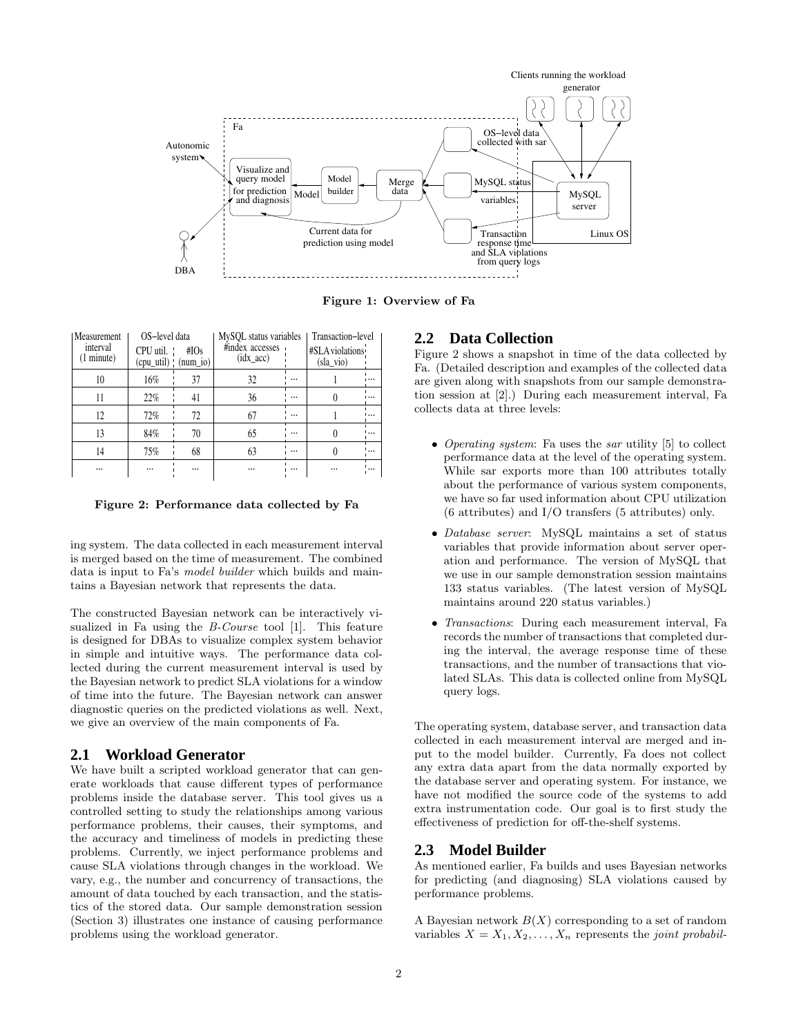Figure 1: Overview of Fa

| Measurement interval (1 minute) | OS–level data | | MySQL status variables | | Transaction–level | |
|---|---|---|---|---|---|---|
| | CPU util. (cpu_util) | #IOs (num_io) | #index accesses (idx_acc) | | #SLA violations (sla_vio) | |
| 10 | 16% | 37 | 32 | ... | 1 | ... |
| 11 | 22% | 41 | 36 | ... | 0 | ... |
| 12 | 72% | 72 | 67 | ... | 1 | ... |
| 13 | 84% | 70 | 65 | ... | 0 | ... |
| 14 | 75% | 68 | 63 | ... | 0 | ... |
| ... | ... | ... | ... | ... | ... | ... |

Figure 2: Performance data collected by Fa

ing system. The data collected in each measurement interval is merged based on the time of measurement. The combined data is input to Fa's *model builder* which builds and maintains a Bayesian network that represents the data.

The constructed Bayesian network can be interactively visualized in Fa using the *B-Course* tool [1]. This feature is designed for DBAs to visualize complex system behavior in simple and intuitive ways. The performance data collected during the current measurement interval is used by the Bayesian network to predict SLA violations for a window of time into the future. The Bayesian network can answer diagnostic queries on the predicted violations as well. Next, we give an overview of the main components of Fa.

## 2.1 Workload Generator

We have built a scripted workload generator that can generate workloads that cause different types of performance problems inside the database server. This tool gives us a controlled setting to study the relationships among various performance problems, their causes, their symptoms, and the accuracy and timeliness of models in predicting these problems. Currently, we inject performance problems and cause SLA violations through changes in the workload. We vary, e.g., the number and concurrency of transactions, the amount of data touched by each transaction, and the statistics of the stored data. Our sample demonstration session (Section 3) illustrates one instance of causing performance problems using the workload generator.

## 2.2 Data Collection

Figure 2 shows a snapshot in time of the data collected by Fa. (Detailed description and examples of the collected data are given along with snapshots from our sample demonstration session at [2].) During each measurement interval, Fa collects data at three levels:

- *Operating system*: Fa uses the *sar* utility [5] to collect performance data at the level of the operating system. While sar exports more than 100 attributes totally about the performance of various system components, we have so far used information about CPU utilization (6 attributes) and I/O transfers (5 attributes) only.
- *Database server*: MySQL maintains a set of status variables that provide information about server operation and performance. The version of MySQL that we use in our sample demonstration session maintains 133 status variables. (The latest version of MySQL maintains around 220 status variables.)
- *Transactions*: During each measurement interval, Fa records the number of transactions that completed during the interval, the average response time of these transactions, and the number of transactions that violated SLAs. This data is collected online from MySQL query logs.

The operating system, database server, and transaction data collected in each measurement interval are merged and input to the model builder. Currently, Fa does not collect any extra data apart from the data normally exported by the database server and operating system. For instance, we have not modified the source code of the systems to add extra instrumentation code. Our goal is to first study the effectiveness of prediction for off-the-shelf systems.

## 2.3 Model Builder

As mentioned earlier, Fa builds and uses Bayesian networks for predicting (and diagnosing) SLA violations caused by performance problems.

A Bayesian network $B(X)$ corresponding to a set of random variables $X = X_1, X_2, \ldots, X_n$ represents the *joint probabil-*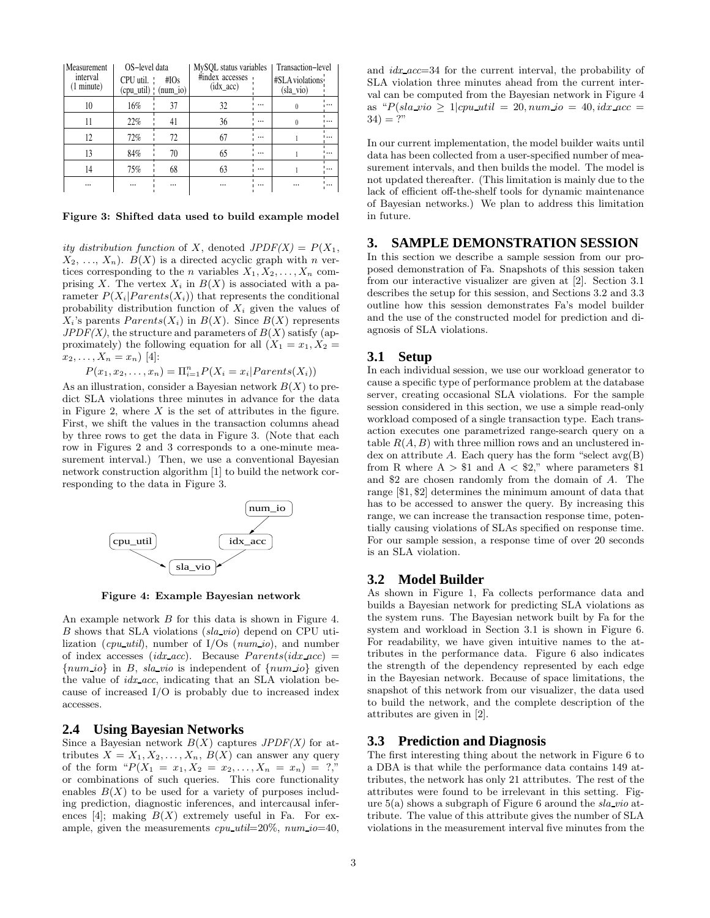| Measurement interval (1 minute) | OS–level data | | MySQL status variables | | Transaction–level | |
|---|---|---|---|---|---|---|
| | CPU util. (cpu_util) | #IOs (num_io) | #index accesses (idx_acc) | | #SLA violations (sla_vio) | |
| 10 | 16% | 37 | 32 | ... | 0 | ... |
| 11 | 22% | 41 | 36 | ... | 0 | ... |
| 12 | 72% | 72 | 67 | ... | 1 | ... |
| 13 | 84% | 70 | 65 | ... | 1 | ... |
| 14 | 75% | 68 | 63 | ... | 1 | ... |
| ... | ... | ... | ... | ... | ... | ... |

**Figure 3: Shifted data used to build example model**

*ity distribution function* of $X$, denoted *JPDF(X)* $= P(X_1, X_2, \ldots, X_n)$. $B(X)$ is a directed acyclic graph with $n$ vertices corresponding to the $n$ variables $X_1, X_2, \ldots, X_n$ comprising $X$. The vertex $X_i$ in $B(X)$ is associated with a parameter $P(X_i|Parents(X_i))$ that represents the conditional probability distribution function of $X_i$ given the values of $X_i$'s parents $Parents(X_i)$ in $B(X)$. Since $B(X)$ represents *JPDF(X)*, the structure and parameters of $B(X)$ satisfy (approximately) the following equation for all $(X_1 = x_1, X_2 = x_2, \ldots, X_n = x_n)$ [4]:

$$P(x_1, x_2, \ldots, x_n) = \Pi_{i=1}^{n} P(X_i = x_i|Parents(X_i))$$

As an illustration, consider a Bayesian network $B(X)$ to predict SLA violations three minutes in advance for the data in Figure 2, where $X$ is the set of attributes in the figure. First, we shift the values in the transaction columns ahead by three rows to get the data in Figure 3. (Note that each row in Figures 2 and 3 corresponds to a one-minute measurement interval.) Then, we use a conventional Bayesian network construction algorithm [1] to build the network corresponding to the data in Figure 3.

**Figure 4: Example Bayesian network**

An example network $B$ for this data is shown in Figure 4. $B$ shows that SLA violations (*sla_vio*) depend on CPU utilization (*cpu_util*), number of I/Os (*num_io*), and number of index accesses (*idx_acc*). Because $Parents(idx\_acc) = \{num\_io\}$ in $B$, *sla_vio* is independent of $\{num\_io\}$ given the value of *idx_acc*, indicating that an SLA violation because of increased I/O is probably due to increased index accesses.

## 2.4 Using Bayesian Networks

Since a Bayesian network $B(X)$ captures *JPDF(X)* for attributes $X = X_1, X_2, \ldots, X_n$, $B(X)$ can answer any query of the form "$P(X_1 = x_1, X_2 = x_2, \ldots, X_n = x_n) = ?$," or combinations of such queries. This core functionality enables $B(X)$ to be used for a variety of purposes including prediction, diagnostic inferences, and intercausal inferences [4]; making $B(X)$ extremely useful in Fa. For example, given the measurements *cpu_util*=20%, *num_io*=40, and *idx_acc*=34 for the current interval, the probability of SLA violation three minutes ahead from the current interval can be computed from the Bayesian network in Figure 4 as "$P(sla\_vio \geq 1|cpu\_util = 20, num\_io = 40, idx\_acc = 34) = ?$"

In our current implementation, the model builder waits until data has been collected from a user-specified number of measurement intervals, and then builds the model. The model is not updated thereafter. (This limitation is mainly due to the lack of efficient off-the-shelf tools for dynamic maintenance of Bayesian networks.) We plan to address this limitation in future.

# 3. SAMPLE DEMONSTRATION SESSION

In this section we describe a sample session from our proposed demonstration of Fa. Snapshots of this session taken from our interactive visualizer are given at [2]. Section 3.1 describes the setup for this session, and Sections 3.2 and 3.3 outline how this session demonstrates Fa's model builder and the use of the constructed model for prediction and diagnosis of SLA violations.

## 3.1 Setup

In each individual session, we use our workload generator to cause a specific type of performance problem at the database server, creating occasional SLA violations. For the sample session considered in this section, we use a simple read-only workload composed of a single transaction type. Each transaction executes one parametrized range-search query on a table $R(A, B)$ with three million rows and an unclustered index on attribute $A$. Each query has the form "select avg(B) from R where A > $1 and A < $2," where parameters $1 and $2 are chosen randomly from the domain of $A$. The range [$1, $2] determines the minimum amount of data that has to be accessed to answer the query. By increasing this range, we can increase the transaction response time, potentially causing violations of SLAs specified on response time. For our sample session, a response time of over 20 seconds is an SLA violation.

## 3.2 Model Builder

As shown in Figure 1, Fa collects performance data and builds a Bayesian network for predicting SLA violations as the system runs. The Bayesian network built by Fa for the system and workload in Section 3.1 is shown in Figure 6. For readability, we have given intuitive names to the attributes in the performance data. Figure 6 also indicates the strength of the dependency represented by each edge in the Bayesian network. Because of space limitations, the snapshot of this network from our visualizer, the data used to build the network, and the complete description of the attributes are given in [2].

## 3.3 Prediction and Diagnosis

The first interesting thing about the network in Figure 6 to a DBA is that while the performance data contains 149 attributes, the network has only 21 attributes. The rest of the attributes were found to be irrelevant in this setting. Figure 5(a) shows a subgraph of Figure 6 around the *sla_vio* attribute. The value of this attribute gives the number of SLA violations in the measurement interval five minutes from the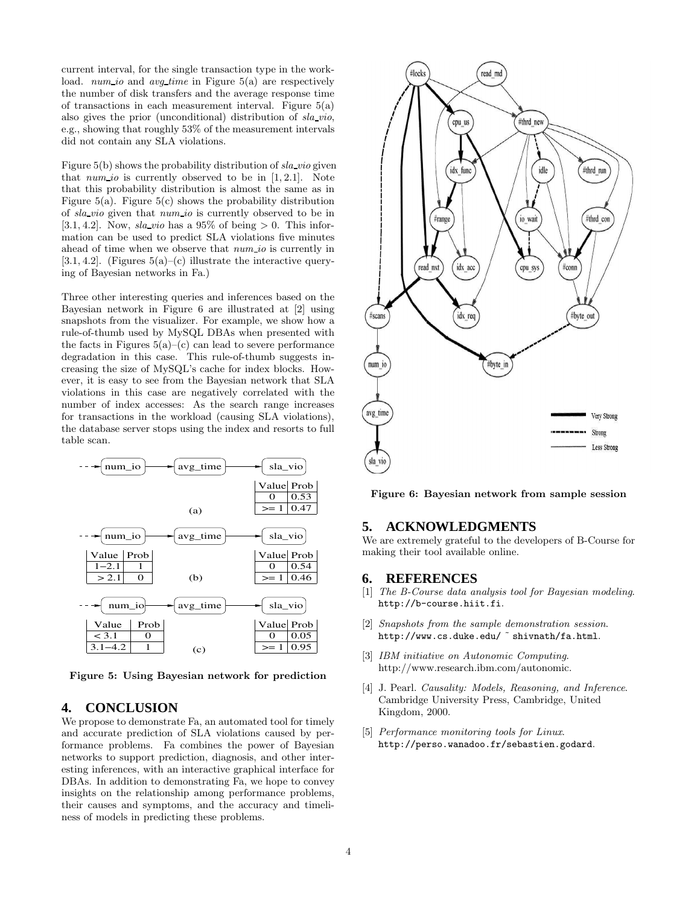current interval, for the single transaction type in the workload. *num_io* and *avg_time* in Figure 5(a) are respectively the number of disk transfers and the average response time of transactions in each measurement interval. Figure 5(a) also gives the prior (unconditional) distribution of *sla_vio*, e.g., showing that roughly 53% of the measurement intervals did not contain any SLA violations.

Figure 5(b) shows the probability distribution of *sla_vio* given that *num_io* is currently observed to be in $[1, 2.1]$. Note that this probability distribution is almost the same as in Figure 5(a). Figure 5(c) shows the probability distribution of *sla_vio* given that *num_io* is currently observed to be in $[3.1, 4.2]$. Now, *sla_vio* has a 95% of being $> 0$. This information can be used to predict SLA violations five minutes ahead of time when we observe that *num_io* is currently in $[3.1, 4.2]$. (Figures 5(a)–(c) illustrate the interactive querying of Bayesian networks in Fa.)

Three other interesting queries and inferences based on the Bayesian network in Figure 6 are illustrated at [2] using snapshots from the visualizer. For example, we show how a rule-of-thumb used by MySQL DBAs when presented with the facts in Figures 5(a)–(c) can lead to severe performance degradation in this case. This rule-of-thumb suggests increasing the size of MySQL's cache for index blocks. However, it is easy to see from the Bayesian network that SLA violations in this case are negatively correlated with the number of index accesses: As the search range increases for transactions in the workload (causing SLA violations), the database server stops using the index and resorts to full table scan.

num_io → avg_time → sla_vio

(a)

| Value | Prob |
|---|---|
| 0 | 0.53 |
| >= 1 | 0.47 |

num_io → avg_time → sla_vio

(b)

| Value | Prob |
|---|---|
| 1−2.1 | 1 |
| > 2.1 | 0 |

| Value | Prob |
|---|---|
| 0 | 0.54 |
| >= 1 | 0.46 |

num_io → avg_time → sla_vio

(c)

| Value | Prob |
|---|---|
| < 3.1 | 0 |
| 3.1−4.2 | 1 |

| Value | Prob |
|---|---|
| 0 | 0.05 |
| >= 1 | 0.95 |

**Figure 5: Using Bayesian network for prediction**

#locks, read_md, cpu_us, #thrd_new, idx_func, idle, #thrd_run, #range, io_wait, #thrd_con, read_nxt, idx_acc, cpu_sys, #conn, #scans, idx_req, #byte_out, num_io, #byte_in, avg_time, sla_vio

Very Strong
Strong
Less Strong

**Figure 6: Bayesian network from sample session**

## 4. CONCLUSION

We propose to demonstrate Fa, an automated tool for timely and accurate prediction of SLA violations caused by performance problems. Fa combines the power of Bayesian networks to support prediction, diagnosis, and other interesting inferences, with an interactive graphical interface for DBAs. In addition to demonstrating Fa, we hope to convey insights on the relationship among performance problems, their causes and symptoms, and the accuracy and timeliness of models in predicting these problems.

## 5. ACKNOWLEDGMENTS

We are extremely grateful to the developers of B-Course for making their tool available online.

## 6. REFERENCES

[1] *The B-Course data analysis tool for Bayesian modeling.* http://b-course.hiit.fi.

[2] *Snapshots from the sample demonstration session.* http://www.cs.duke.edu/ ˜ shivnath/fa.html.

[3] *IBM initiative on Autonomic Computing.* http://www.research.ibm.com/autonomic.

[4] J. Pearl. *Causality: Models, Reasoning, and Inference.* Cambridge University Press, Cambridge, United Kingdom, 2000.

[5] *Performance monitoring tools for Linux.* http://perso.wanadoo.fr/sebastien.godard.